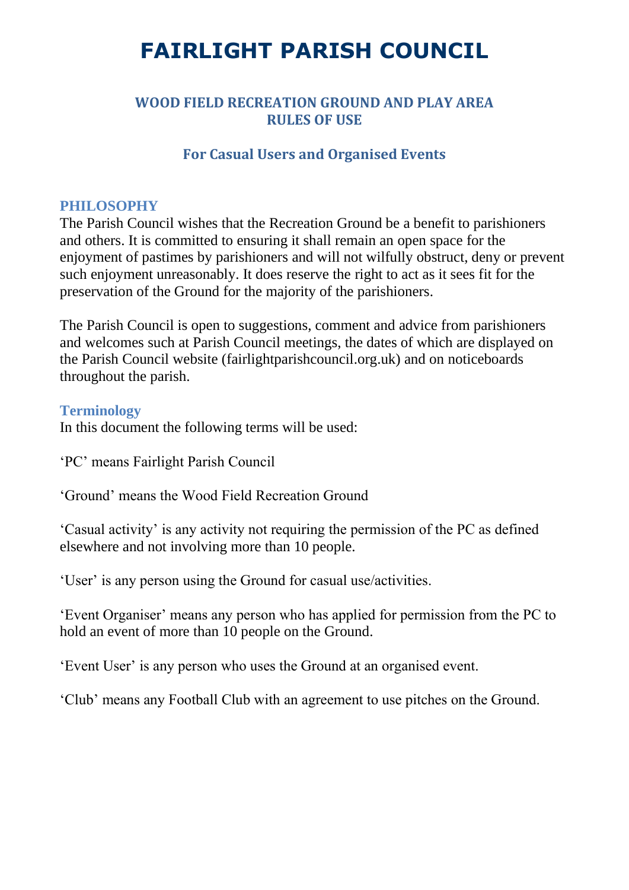# FAIRLIGHT PARISH COUNCIL

## WOOD FIELD RECREATION GROUND AND PLAY AREA RULES OF USE

### For Casual Users and Organised Events

### PHILOSOPHY

The Parish Council wishes that the Recreation Ground be a benefit to parishioners and others. It is committed to ensuring it shall remain an open space for the enjoyment of pastimes by parishioners and will not wilfully obstruct, deny or prevent such enjoyment unreasonably. It does reserve the right to act as it sees fit for the preservation of the Ground for the majority of the parishioners.

The Parish Council is open to suggestions, comment and advice from parishioners and welcomes such at Parish Council meetings, the dates of which are displayed on the Parish Council website (fairlightparishcouncil.org.uk) and on noticeboards throughout the parish.

### Terminology

In this document the following terms will be used:

'PC' means Fairlight Parish Council

'Ground' means the Wood Field Recreation Ground

'Casual activity' is any activity not requiring the permission of the PC as defined elsewhere and not involving more than 10 people.

'User' is any person using the Ground for casual use/activities.

'Event Organiser' means any person who has applied for permission from the PC to hold an event of more than 10 people on the Ground.

'Event User' is any person who uses the Ground at an organised event.

'Club' means any Football Club with an agreement to use pitches on the Ground.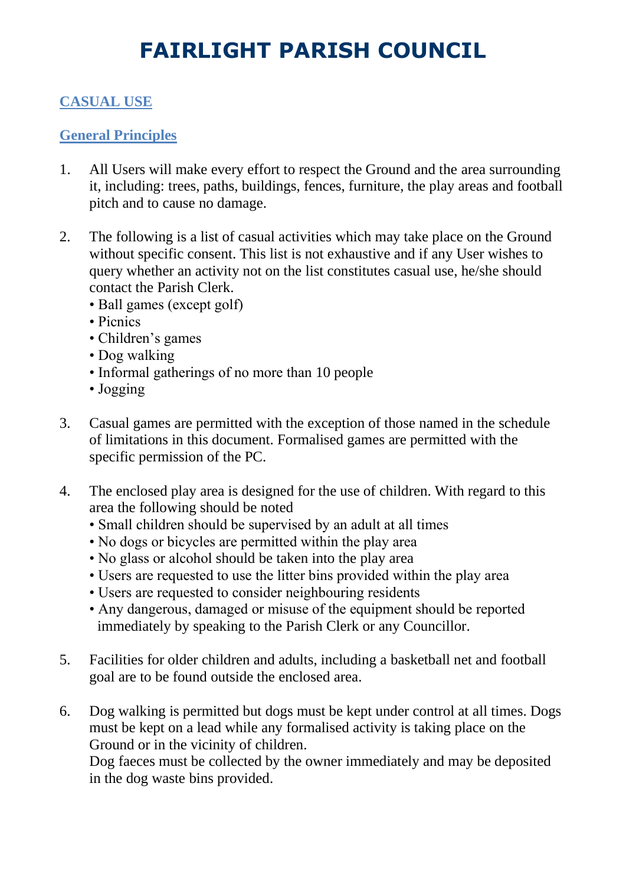// FAIRLIGHT PARISH COUNCIL

## CASUAL USE

### General Principles

1. All Users will make every effort to respect the Ground and the area surrounding it, including: trees, paths, buildings, fences, furniture, the play areas and football pitch and to cause no damage.

2. The following is a list of casual activities which may take place on the Ground without specific consent. This list is not exhaustive and if any User wishes to query whether an activity not on the list constitutes casual use, he/she should contact the Parish Clerk.
   - Ball games (except golf)
   - Picnics
   - Children's games
   - Dog walking
   - Informal gatherings of no more than 10 people
   - Jogging

3. Casual games are permitted with the exception of those named in the schedule of limitations in this document. Formalised games are permitted with the specific permission of the PC.

4. The enclosed play area is designed for the use of children. With regard to this area the following should be noted
   - Small children should be supervised by an adult at all times
   - No dogs or bicycles are permitted within the play area
   - No glass or alcohol should be taken into the play area
   - Users are requested to use the litter bins provided within the play area
   - Users are requested to consider neighbouring residents
   - Any dangerous, damaged or misuse of the equipment should be reported immediately by speaking to the Parish Clerk or any Councillor.

5. Facilities for older children and adults, including a basketball net and football goal are to be found outside the enclosed area.

6. Dog walking is permitted but dogs must be kept under control at all times. Dogs must be kept on a lead while any formalised activity is taking place on the Ground or in the vicinity of children.
   Dog faeces must be collected by the owner immediately and may be deposited in the dog waste bins provided.

# FAIRLIGHT PARISH COUNCIL

## CASUAL USE

### General Principles

1. All Users will make every effort to respect the Ground and the area surrounding it, including: trees, paths, buildings, fences, furniture, the play areas and football pitch and to cause no damage.

2. The following is a list of casual activities which may take place on the Ground without specific consent. This list is not exhaustive and if any User wishes to query whether an activity not on the list constitutes casual use, he/she should contact the Parish Clerk.
   - Ball games (except golf)
   - Picnics
   - Children's games
   - Dog walking
   - Informal gatherings of no more than 10 people
   - Jogging

3. Casual games are permitted with the exception of those named in the schedule of limitations in this document. Formalised games are permitted with the specific permission of the PC.

4. The enclosed play area is designed for the use of children. With regard to this area the following should be noted
   - Small children should be supervised by an adult at all times
   - No dogs or bicycles are permitted within the play area
   - No glass or alcohol should be taken into the play area
   - Users are requested to use the litter bins provided within the play area
   - Users are requested to consider neighbouring residents
   - Any dangerous, damaged or misuse of the equipment should be reported immediately by speaking to the Parish Clerk or any Councillor.

5. Facilities for older children and adults, including a basketball net and football goal are to be found outside the enclosed area.

6. Dog walking is permitted but dogs must be kept under control at all times. Dogs must be kept on a lead while any formalised activity is taking place on the Ground or in the vicinity of children.
   Dog faeces must be collected by the owner immediately and may be deposited in the dog waste bins provided.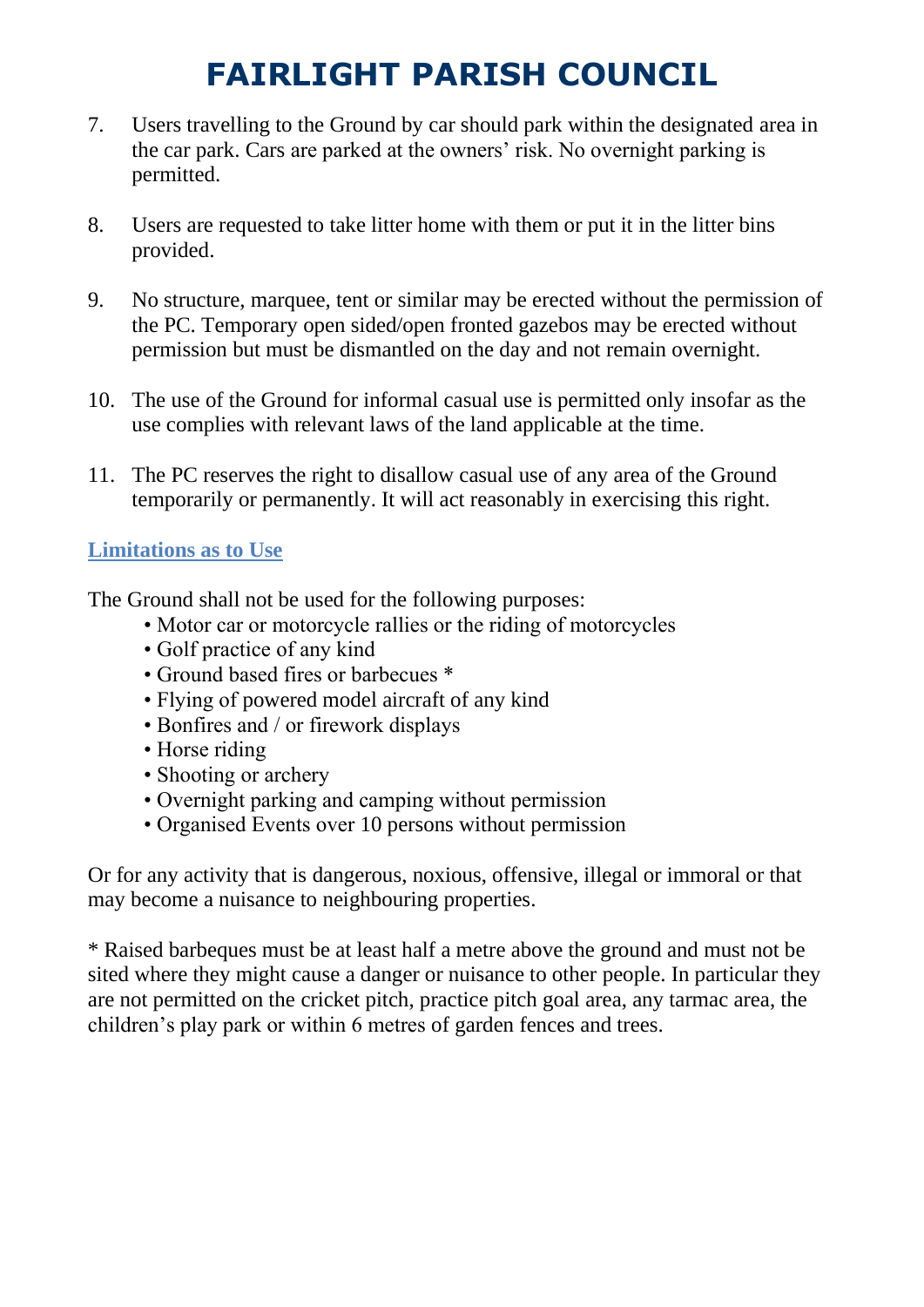# FAIRLIGHT PARISH COUNCIL

7. Users travelling to the Ground by car should park within the designated area in the car park. Cars are parked at the owners' risk. No overnight parking is permitted.

8. Users are requested to take litter home with them or put it in the litter bins provided.

9. No structure, marquee, tent or similar may be erected without the permission of the PC. Temporary open sided/open fronted gazebos may be erected without permission but must be dismantled on the day and not remain overnight.

10. The use of the Ground for informal casual use is permitted only insofar as the use complies with relevant laws of the land applicable at the time.

11. The PC reserves the right to disallow casual use of any area of the Ground temporarily or permanently. It will act reasonably in exercising this right.

## Limitations as to Use

The Ground shall not be used for the following purposes:

- Motor car or motorcycle rallies or the riding of motorcycles
- Golf practice of any kind
- Ground based fires or barbecues *
- Flying of powered model aircraft of any kind
- Bonfires and / or firework displays
- Horse riding
- Shooting or archery
- Overnight parking and camping without permission
- Organised Events over 10 persons without permission

Or for any activity that is dangerous, noxious, offensive, illegal or immoral or that may become a nuisance to neighbouring properties.

* Raised barbeques must be at least half a metre above the ground and must not be sited where they might cause a danger or nuisance to other people. In particular they are not permitted on the cricket pitch, practice pitch goal area, any tarmac area, the children's play park or within 6 metres of garden fences and trees.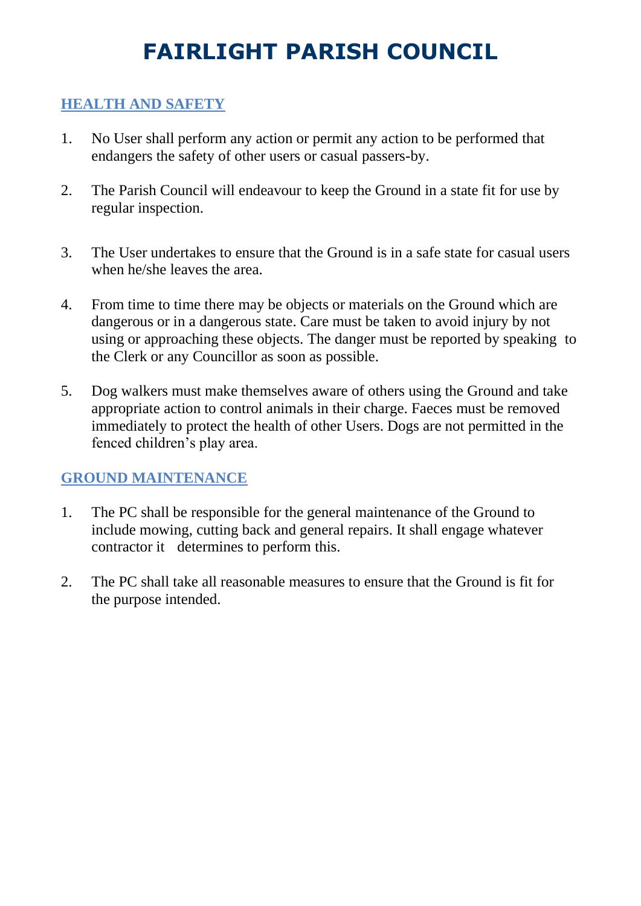# FAIRLIGHT PARISH COUNCIL

## HEALTH AND SAFETY

1. No User shall perform any action or permit any action to be performed that endangers the safety of other users or casual passers-by.

2. The Parish Council will endeavour to keep the Ground in a state fit for use by regular inspection.

3. The User undertakes to ensure that the Ground is in a safe state for casual users when he/she leaves the area.

4. From time to time there may be objects or materials on the Ground which are dangerous or in a dangerous state. Care must be taken to avoid injury by not using or approaching these objects. The danger must be reported by speaking to the Clerk or any Councillor as soon as possible.

5. Dog walkers must make themselves aware of others using the Ground and take appropriate action to control animals in their charge. Faeces must be removed immediately to protect the health of other Users. Dogs are not permitted in the fenced children's play area.

## GROUND MAINTENANCE

1. The PC shall be responsible for the general maintenance of the Ground to include mowing, cutting back and general repairs. It shall engage whatever contractor it determines to perform this.

2. The PC shall take all reasonable measures to ensure that the Ground is fit for the purpose intended.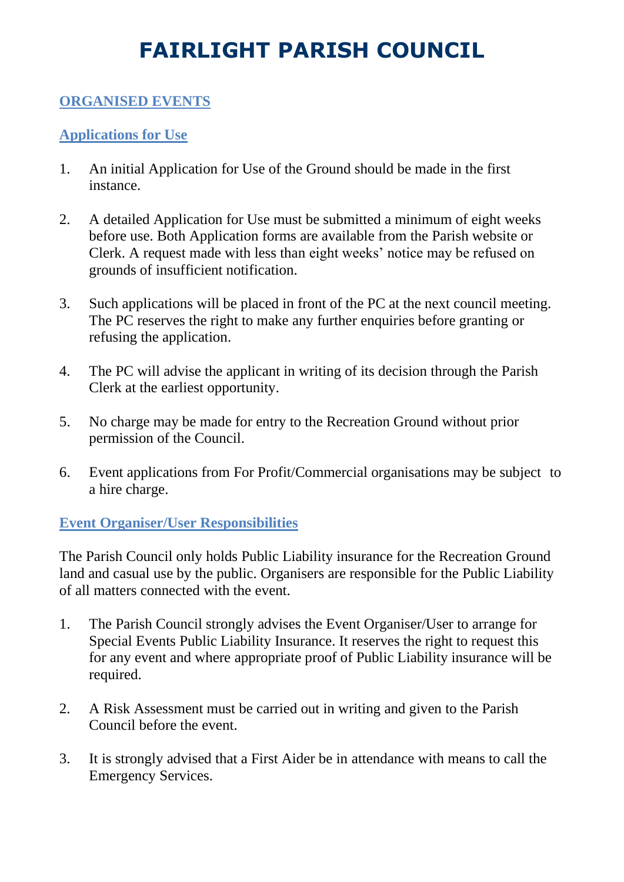# FAIRLIGHT PARISH COUNCIL

## ORGANISED EVENTS

### Applications for Use

1. An initial Application for Use of the Ground should be made in the first instance.

2. A detailed Application for Use must be submitted a minimum of eight weeks before use. Both Application forms are available from the Parish website or Clerk. A request made with less than eight weeks' notice may be refused on grounds of insufficient notification.

3. Such applications will be placed in front of the PC at the next council meeting. The PC reserves the right to make any further enquiries before granting or refusing the application.

4. The PC will advise the applicant in writing of its decision through the Parish Clerk at the earliest opportunity.

5. No charge may be made for entry to the Recreation Ground without prior permission of the Council.

6. Event applications from For Profit/Commercial organisations may be subject to a hire charge.

### Event Organiser/User Responsibilities

The Parish Council only holds Public Liability insurance for the Recreation Ground land and casual use by the public. Organisers are responsible for the Public Liability of all matters connected with the event.

1. The Parish Council strongly advises the Event Organiser/User to arrange for Special Events Public Liability Insurance. It reserves the right to request this for any event and where appropriate proof of Public Liability insurance will be required.

2. A Risk Assessment must be carried out in writing and given to the Parish Council before the event.

3. It is strongly advised that a First Aider be in attendance with means to call the Emergency Services.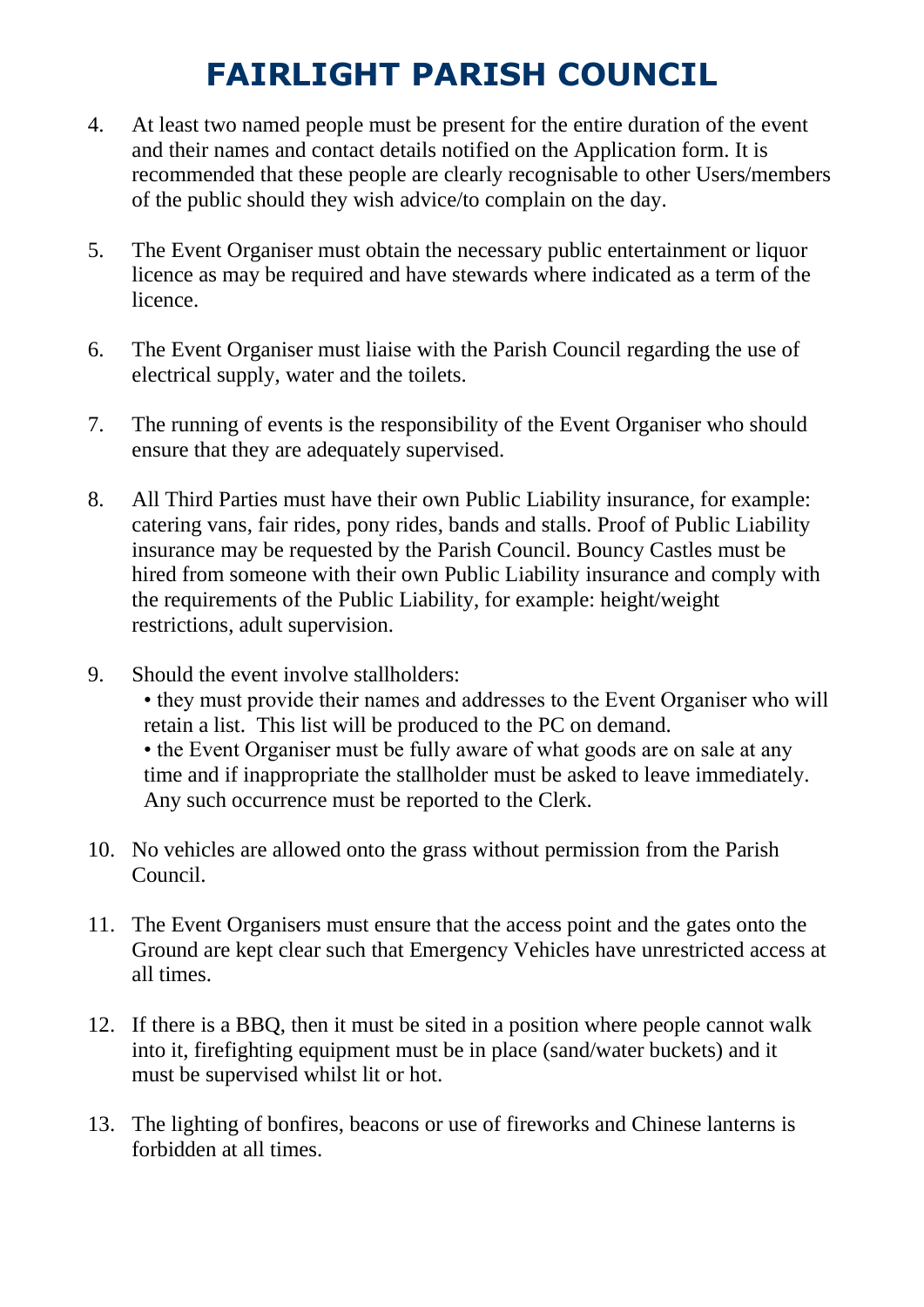# FAIRLIGHT PARISH COUNCIL

4. At least two named people must be present for the entire duration of the event and their names and contact details notified on the Application form. It is recommended that these people are clearly recognisable to other Users/members of the public should they wish advice/to complain on the day.

5. The Event Organiser must obtain the necessary public entertainment or liquor licence as may be required and have stewards where indicated as a term of the licence.

6. The Event Organiser must liaise with the Parish Council regarding the use of electrical supply, water and the toilets.

7. The running of events is the responsibility of the Event Organiser who should ensure that they are adequately supervised.

8. All Third Parties must have their own Public Liability insurance, for example: catering vans, fair rides, pony rides, bands and stalls. Proof of Public Liability insurance may be requested by the Parish Council. Bouncy Castles must be hired from someone with their own Public Liability insurance and comply with the requirements of the Public Liability, for example: height/weight restrictions, adult supervision.

9. Should the event involve stallholders:
   - they must provide their names and addresses to the Event Organiser who will retain a list. This list will be produced to the PC on demand.
   - the Event Organiser must be fully aware of what goods are on sale at any time and if inappropriate the stallholder must be asked to leave immediately. Any such occurrence must be reported to the Clerk.

10. No vehicles are allowed onto the grass without permission from the Parish Council.

11. The Event Organisers must ensure that the access point and the gates onto the Ground are kept clear such that Emergency Vehicles have unrestricted access at all times.

12. If there is a BBQ, then it must be sited in a position where people cannot walk into it, firefighting equipment must be in place (sand/water buckets) and it must be supervised whilst lit or hot.

13. The lighting of bonfires, beacons or use of fireworks and Chinese lanterns is forbidden at all times.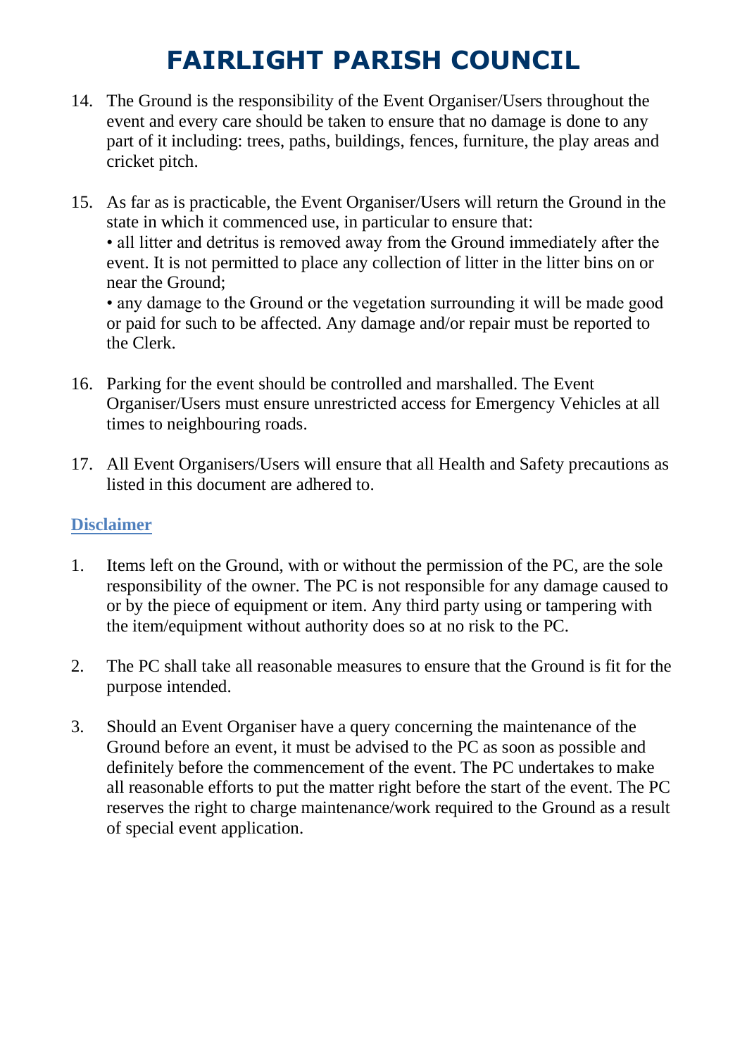# FAIRLIGHT PARISH COUNCIL

14. The Ground is the responsibility of the Event Organiser/Users throughout the event and every care should be taken to ensure that no damage is done to any part of it including: trees, paths, buildings, fences, furniture, the play areas and cricket pitch.

15. As far as is practicable, the Event Organiser/Users will return the Ground in the state in which it commenced use, in particular to ensure that:
   • all litter and detritus is removed away from the Ground immediately after the event. It is not permitted to place any collection of litter in the litter bins on or near the Ground;
   • any damage to the Ground or the vegetation surrounding it will be made good or paid for such to be affected. Any damage and/or repair must be reported to the Clerk.

16. Parking for the event should be controlled and marshalled. The Event Organiser/Users must ensure unrestricted access for Emergency Vehicles at all times to neighbouring roads.

17. All Event Organisers/Users will ensure that all Health and Safety precautions as listed in this document are adhered to.

## Disclaimer

1. Items left on the Ground, with or without the permission of the PC, are the sole responsibility of the owner. The PC is not responsible for any damage caused to or by the piece of equipment or item. Any third party using or tampering with the item/equipment without authority does so at no risk to the PC.

2. The PC shall take all reasonable measures to ensure that the Ground is fit for the purpose intended.

3. Should an Event Organiser have a query concerning the maintenance of the Ground before an event, it must be advised to the PC as soon as possible and definitely before the commencement of the event. The PC undertakes to make all reasonable efforts to put the matter right before the start of the event. The PC reserves the right to charge maintenance/work required to the Ground as a result of special event application.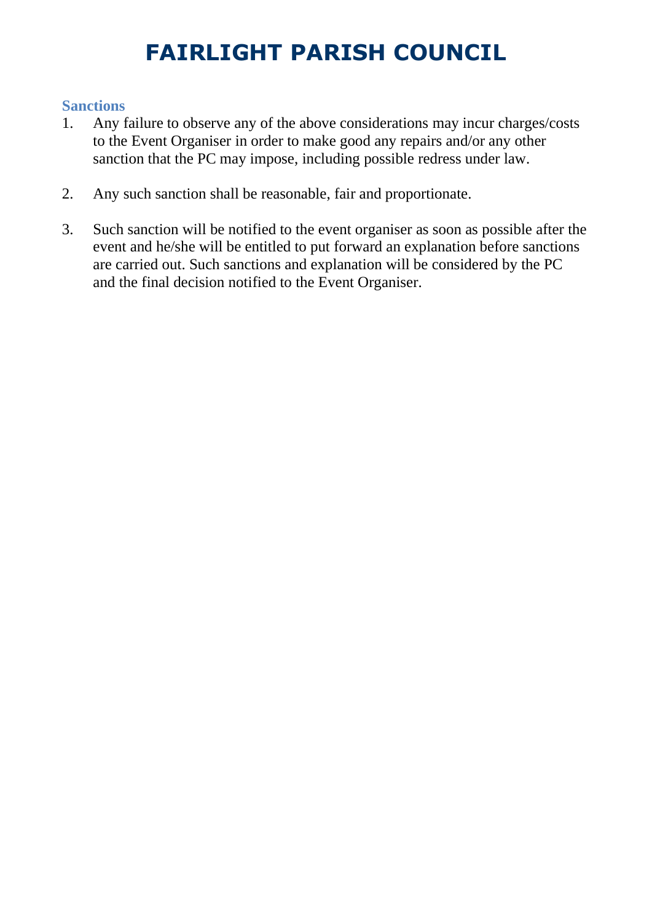## Sanctions

1. Any failure to observe any of the above considerations may incur charges/costs to the Event Organiser in order to make good any repairs and/or any other sanction that the PC may impose, including possible redress under law.

2. Any such sanction shall be reasonable, fair and proportionate.

3. Such sanction will be notified to the event organiser as soon as possible after the event and he/she will be entitled to put forward an explanation before sanctions are carried out. Such sanctions and explanation will be considered by the PC and the final decision notified to the Event Organiser.